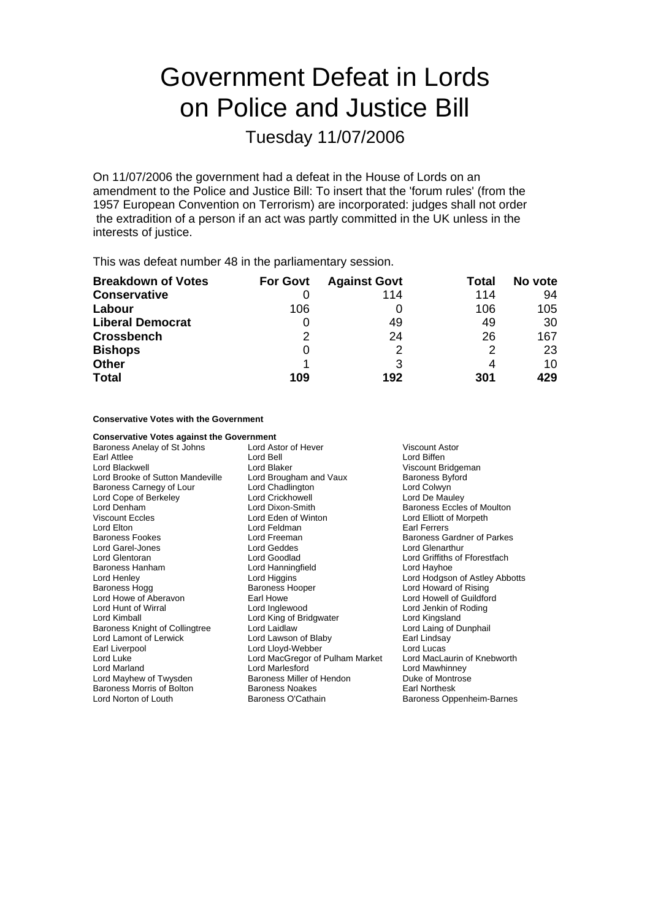# Government Defeat in Lords on Police and Justice Bill

## Tuesday 11/07/2006

On 11/07/2006 the government had a defeat in the House of Lords on an amendment to the Police and Justice Bill: To insert that the 'forum rules' (from the 1957 European Convention on Terrorism) are incorporated: judges shall not order the extradition of a person if an act was partly committed in the UK unless in the interests of justice.

This was defeat number 48 in the parliamentary session.

| **Breakdown of Votes** | **For Govt** | **Against Govt** | **Total** | **No vote** |
|---|---|---|---|---|
| **Conservative** | 0 | 114 | 114 | 94 |
| **Labour** | 106 | 0 | 106 | 105 |
| **Liberal Democrat** | 0 | 49 | 49 | 30 |
| **Crossbench** | 2 | 24 | 26 | 167 |
| **Bishops** | 0 | 2 | 2 | 23 |
| **Other** | 1 | 3 | 4 | 10 |
| **Total** | **109** | **192** | **301** | **429** |

**Conservative Votes with the Government**

**Conservative Votes against the Government**

Baroness Anelay of St Johns
Lord Astor of Hever
Viscount Astor
Earl Attlee
Lord Bell
Lord Biffen
Lord Blackwell
Lord Blaker
Viscount Bridgeman
Lord Brooke of Sutton Mandeville
Lord Brougham and Vaux
Baroness Byford
Baroness Carnegy of Lour
Lord Chadlington
Lord Colwyn
Lord Cope of Berkeley
Lord Crickhowell
Lord De Mauley
Lord Denham
Lord Dixon-Smith
Baroness Eccles of Moulton
Viscount Eccles
Lord Eden of Winton
Lord Elliott of Morpeth
Lord Elton
Lord Feldman
Earl Ferrers
Baroness Fookes
Lord Freeman
Baroness Gardner of Parkes
Lord Garel-Jones
Lord Geddes
Lord Glenarthur
Lord Glentoran
Lord Goodlad
Lord Griffiths of Fforestfach
Baroness Hanham
Lord Hanningfield
Lord Hayhoe
Lord Henley
Lord Higgins
Lord Hodgson of Astley Abbotts
Baroness Hogg
Baroness Hooper
Lord Howard of Rising
Lord Howe of Aberavon
Earl Howe
Lord Howell of Guildford
Lord Hunt of Wirral
Lord Inglewood
Lord Jenkin of Roding
Lord Kimball
Lord King of Bridgwater
Lord Kingsland
Baroness Knight of Collingtree
Lord Laidlaw
Lord Laing of Dunphail
Lord Lamont of Lerwick
Lord Lawson of Blaby
Earl Lindsay
Earl Liverpool
Lord Lloyd-Webber
Lord Lucas
Lord Luke
Lord MacGregor of Pulham Market
Lord MacLaurin of Knebworth
Lord Marland
Lord Marlesford
Lord Mawhinney
Lord Mayhew of Twysden
Baroness Miller of Hendon
Duke of Montrose
Baroness Morris of Bolton
Baroness Noakes
Earl Northesk
Lord Norton of Louth
Baroness O'Cathain
Baroness Oppenheim-Barnes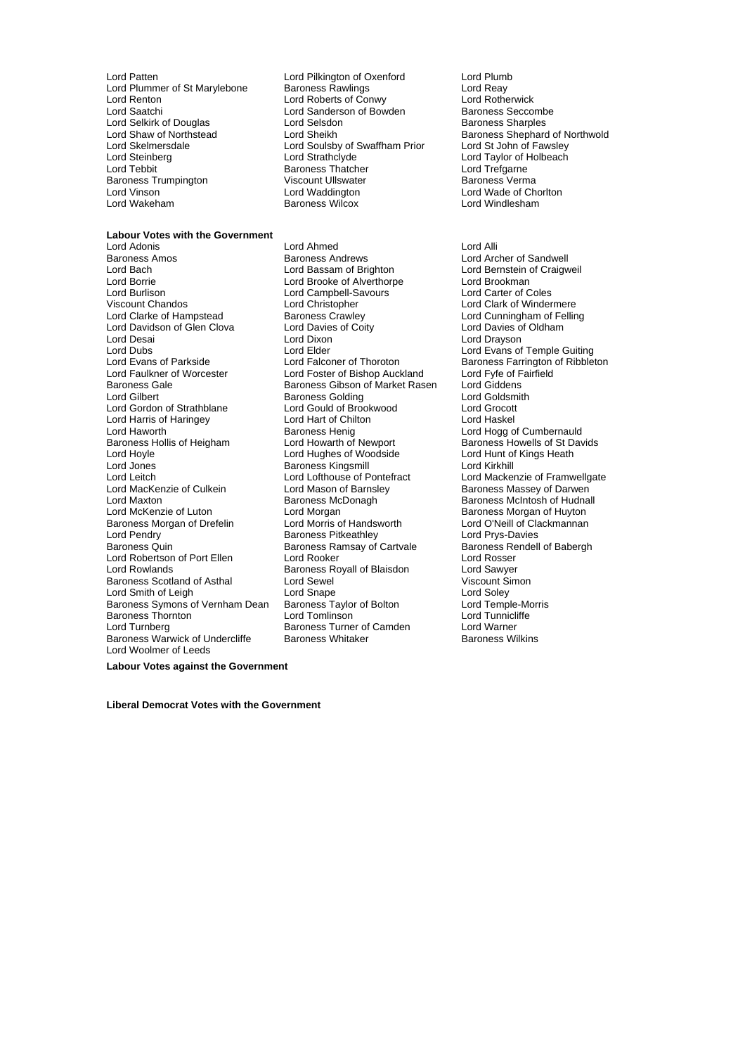Lord Patten
Lord Pilkington of Oxenford
Lord Plumb
Lord Plummer of St Marylebone
Baroness Rawlings
Lord Reay
Lord Renton
Lord Roberts of Conwy
Lord Rotherwick
Lord Saatchi
Lord Sanderson of Bowden
Baroness Seccombe
Lord Selkirk of Douglas
Lord Selsdon
Baroness Sharples
Lord Shaw of Northstead
Lord Sheikh
Baroness Shephard of Northwold
Lord Skelmersdale
Lord Soulsby of Swaffham Prior
Lord St John of Fawsley
Lord Steinberg
Lord Strathclyde
Lord Taylor of Holbeach
Lord Tebbit
Baroness Thatcher
Lord Trefgarne
Baroness Trumpington
Viscount Ullswater
Baroness Verma
Lord Vinson
Lord Waddington
Lord Wade of Chorlton
Lord Wakeham
Baroness Wilcox
Lord Windlesham

**Labour Votes with the Government**

Lord Adonis
Lord Ahmed
Lord Alli
Baroness Amos
Baroness Andrews
Lord Archer of Sandwell
Lord Bach
Lord Bassam of Brighton
Lord Bernstein of Craigweil
Lord Borrie
Lord Brooke of Alverthorpe
Lord Brookman
Lord Burlison
Lord Campbell-Savours
Lord Carter of Coles
Viscount Chandos
Lord Christopher
Lord Clark of Windermere
Lord Clarke of Hampstead
Baroness Crawley
Lord Cunningham of Felling
Lord Davidson of Glen Clova
Lord Davies of Coity
Lord Davies of Oldham
Lord Desai
Lord Dixon
Lord Drayson
Lord Dubs
Lord Elder
Lord Evans of Temple Guiting
Lord Evans of Parkside
Lord Falconer of Thoroton
Baroness Farrington of Ribbleton
Lord Faulkner of Worcester
Lord Foster of Bishop Auckland
Lord Fyfe of Fairfield
Baroness Gale
Baroness Gibson of Market Rasen
Lord Giddens
Lord Gilbert
Baroness Golding
Lord Goldsmith
Lord Gordon of Strathblane
Lord Gould of Brookwood
Lord Grocott
Lord Harris of Haringey
Lord Hart of Chilton
Lord Haskel
Lord Haworth
Baroness Henig
Lord Hogg of Cumbernauld
Baroness Hollis of Heigham
Lord Howarth of Newport
Baroness Howells of St Davids
Lord Hoyle
Lord Hughes of Woodside
Lord Hunt of Kings Heath
Lord Jones
Baroness Kingsmill
Lord Kirkhill
Lord Leitch
Lord Lofthouse of Pontefract
Lord Mackenzie of Framwellgate
Lord MacKenzie of Culkein
Lord Mason of Barnsley
Baroness Massey of Darwen
Lord Maxton
Baroness McDonagh
Baroness McIntosh of Hudnall
Lord McKenzie of Luton
Lord Morgan
Baroness Morgan of Huyton
Baroness Morgan of Drefelin
Lord Morris of Handsworth
Lord O'Neill of Clackmannan
Lord Pendry
Baroness Pitkeathley
Lord Prys-Davies
Baroness Quin
Baroness Ramsay of Cartvale
Baroness Rendell of Babergh
Lord Robertson of Port Ellen
Lord Rooker
Lord Rosser
Lord Rowlands
Baroness Royall of Blaisdon
Lord Sawyer
Baroness Scotland of Asthal
Lord Sewel
Viscount Simon
Lord Smith of Leigh
Lord Snape
Lord Soley
Baroness Symons of Vernham Dean
Baroness Taylor of Bolton
Lord Temple-Morris
Baroness Thornton
Lord Tomlinson
Lord Tunnicliffe
Lord Turnberg
Baroness Turner of Camden
Lord Warner
Baroness Warwick of Undercliffe
Baroness Whitaker
Baroness Wilkins
Lord Woolmer of Leeds

**Labour Votes against the Government**

**Liberal Democrat Votes with the Government**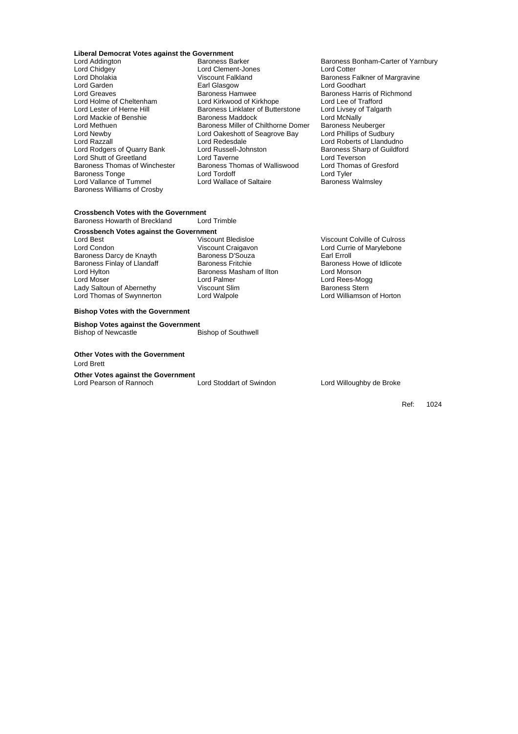**Liberal Democrat Votes against the Government**

Lord Addington
Lord Chidgey
Lord Dholakia
Lord Garden
Lord Greaves
Lord Holme of Cheltenham
Lord Lester of Herne Hill
Lord Mackie of Benshie
Lord Methuen
Lord Newby
Lord Razzall
Lord Rodgers of Quarry Bank
Lord Shutt of Greetland
Baroness Thomas of Winchester
Baroness Tonge
Lord Vallance of Tummel
Baroness Williams of Crosby
Baroness Barker
Lord Clement-Jones
Viscount Falkland
Earl Glasgow
Baroness Hamwee
Lord Kirkwood of Kirkhope
Baroness Linklater of Butterstone
Baroness Maddock
Baroness Miller of Chilthorne Domer
Lord Oakeshott of Seagrove Bay
Lord Redesdale
Lord Russell-Johnston
Lord Taverne
Baroness Thomas of Walliswood
Lord Tordoff
Lord Wallace of Saltaire
Baroness Bonham-Carter of Yarnbury
Lord Cotter
Baroness Falkner of Margravine
Lord Goodhart
Baroness Harris of Richmond
Lord Lee of Trafford
Lord Livsey of Talgarth
Lord McNally
Baroness Neuberger
Lord Phillips of Sudbury
Lord Roberts of Llandudno
Baroness Sharp of Guildford
Lord Teverson
Lord Thomas of Gresford
Lord Tyler
Baroness Walmsley

**Crossbench Votes with the Government**

Baroness Howarth of Breckland
Lord Trimble

**Crossbench Votes against the Government**

Lord Best
Lord Condon
Baroness Darcy de Knayth
Baroness Finlay of Llandaff
Lord Hylton
Lord Moser
Lady Saltoun of Abernethy
Lord Thomas of Swynnerton
Viscount Bledisloe
Viscount Craigavon
Baroness D'Souza
Baroness Fritchie
Baroness Masham of Ilton
Lord Palmer
Viscount Slim
Lord Walpole
Viscount Colville of Culross
Lord Currie of Marylebone
Earl Erroll
Baroness Howe of Idlicote
Lord Monson
Lord Rees-Mogg
Baroness Stern
Lord Williamson of Horton

**Bishop Votes with the Government**

**Bishop Votes against the Government**

Bishop of Newcastle
Bishop of Southwell

**Other Votes with the Government**

Lord Brett

**Other Votes against the Government**

Lord Pearson of Rannoch
Lord Stoddart of Swindon
Lord Willoughby de Broke

Ref: 1024